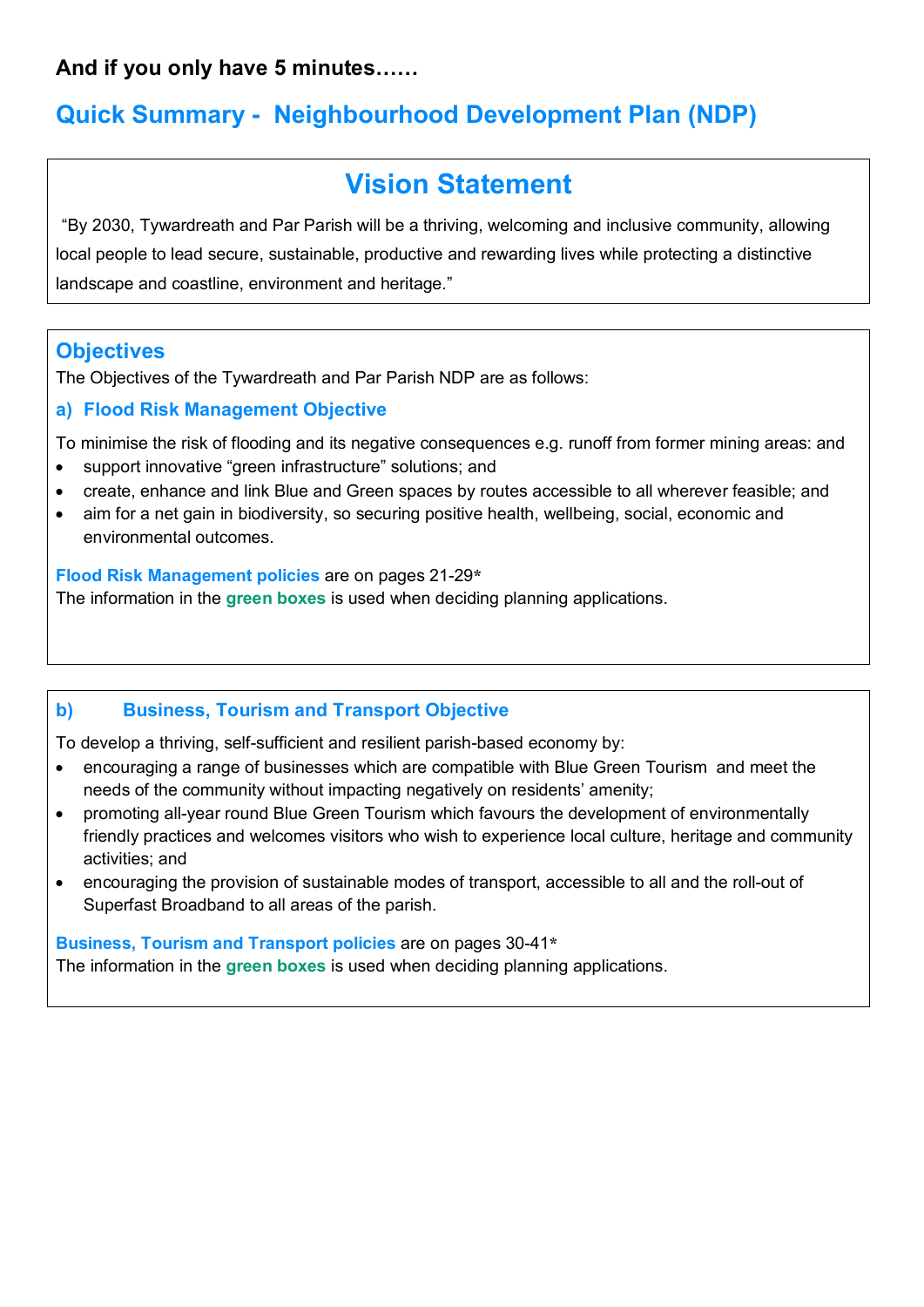**And if you only have 5 minutes……**

# Quick Summary - Neighbourhood Development Plan (NDP)

## Vision Statement

"By 2030, Tywardreath and Par Parish will be a thriving, welcoming and inclusive community, allowing local people to lead secure, sustainable, productive and rewarding lives while protecting a distinctive landscape and coastline, environment and heritage."

## Objectives

The Objectives of the Tywardreath and Par Parish NDP are as follows:

### a) Flood Risk Management Objective

To minimise the risk of flooding and its negative consequences e.g. runoff from former mining areas: and

- support innovative "green infrastructure" solutions; and
- create, enhance and link Blue and Green spaces by routes accessible to all wherever feasible; and
- aim for a net gain in biodiversity, so securing positive health, wellbeing, social, economic and environmental outcomes.

**Flood Risk Management policies** are on pages 21-29*
The information in the **green boxes** is used when deciding planning applications.

### b) Business, Tourism and Transport Objective

To develop a thriving, self-sufficient and resilient parish-based economy by:

- encouraging a range of businesses which are compatible with Blue Green Tourism and meet the needs of the community without impacting negatively on residents' amenity;
- promoting all-year round Blue Green Tourism which favours the development of environmentally friendly practices and welcomes visitors who wish to experience local culture, heritage and community activities; and
- encouraging the provision of sustainable modes of transport, accessible to all and the roll-out of Superfast Broadband to all areas of the parish.

**Business, Tourism and Transport policies** are on pages 30-41*
The information in the **green boxes** is used when deciding planning applications.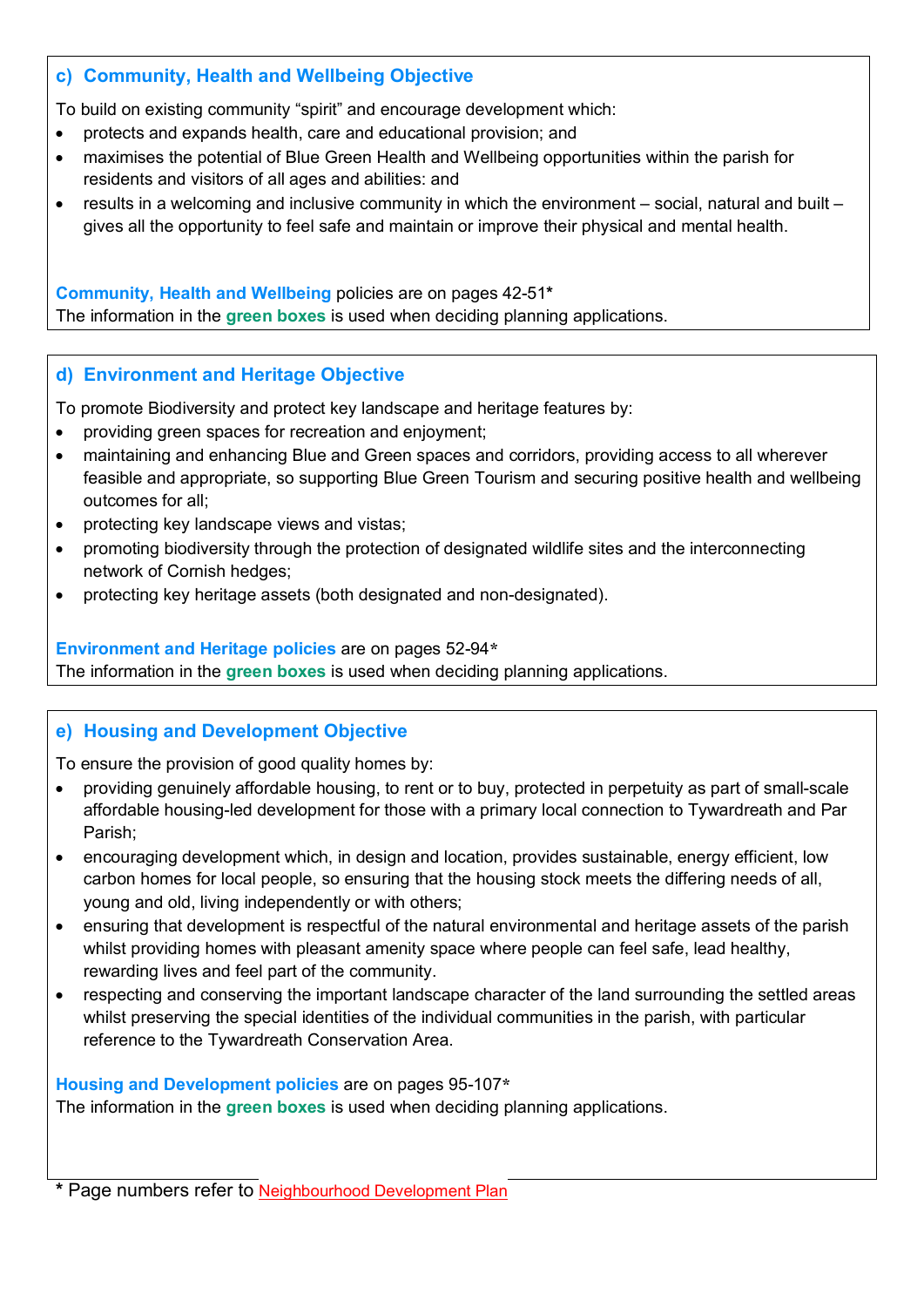## c) Community, Health and Wellbeing Objective

To build on existing community "spirit" and encourage development which:

- protects and expands health, care and educational provision; and
- maximises the potential of Blue Green Health and Wellbeing opportunities within the parish for residents and visitors of all ages and abilities: and
- results in a welcoming and inclusive community in which the environment – social, natural and built – gives all the opportunity to feel safe and maintain or improve their physical and mental health.

**Community, Health and Wellbeing** policies are on pages 42-51*
The information in the **green boxes** is used when deciding planning applications.

## d) Environment and Heritage Objective

To promote Biodiversity and protect key landscape and heritage features by:

- providing green spaces for recreation and enjoyment;
- maintaining and enhancing Blue and Green spaces and corridors, providing access to all wherever feasible and appropriate, so supporting Blue Green Tourism and securing positive health and wellbeing outcomes for all;
- protecting key landscape views and vistas;
- promoting biodiversity through the protection of designated wildlife sites and the interconnecting network of Cornish hedges;
- protecting key heritage assets (both designated and non-designated).

**Environment and Heritage policies** are on pages 52-94*
The information in the **green boxes** is used when deciding planning applications.

## e) Housing and Development Objective

To ensure the provision of good quality homes by:

- providing genuinely affordable housing, to rent or to buy, protected in perpetuity as part of small-scale affordable housing-led development for those with a primary local connection to Tywardreath and Par Parish;
- encouraging development which, in design and location, provides sustainable, energy efficient, low carbon homes for local people, so ensuring that the housing stock meets the differing needs of all, young and old, living independently or with others;
- ensuring that development is respectful of the natural environmental and heritage assets of the parish whilst providing homes with pleasant amenity space where people can feel safe, lead healthy, rewarding lives and feel part of the community.
- respecting and conserving the important landscape character of the land surrounding the settled areas whilst preserving the special identities of the individual communities in the parish, with particular reference to the Tywardreath Conservation Area.

**Housing and Development policies** are on pages 95-107*
The information in the **green boxes** is used when deciding planning applications.

\* Page numbers refer to Neighbourhood Development Plan